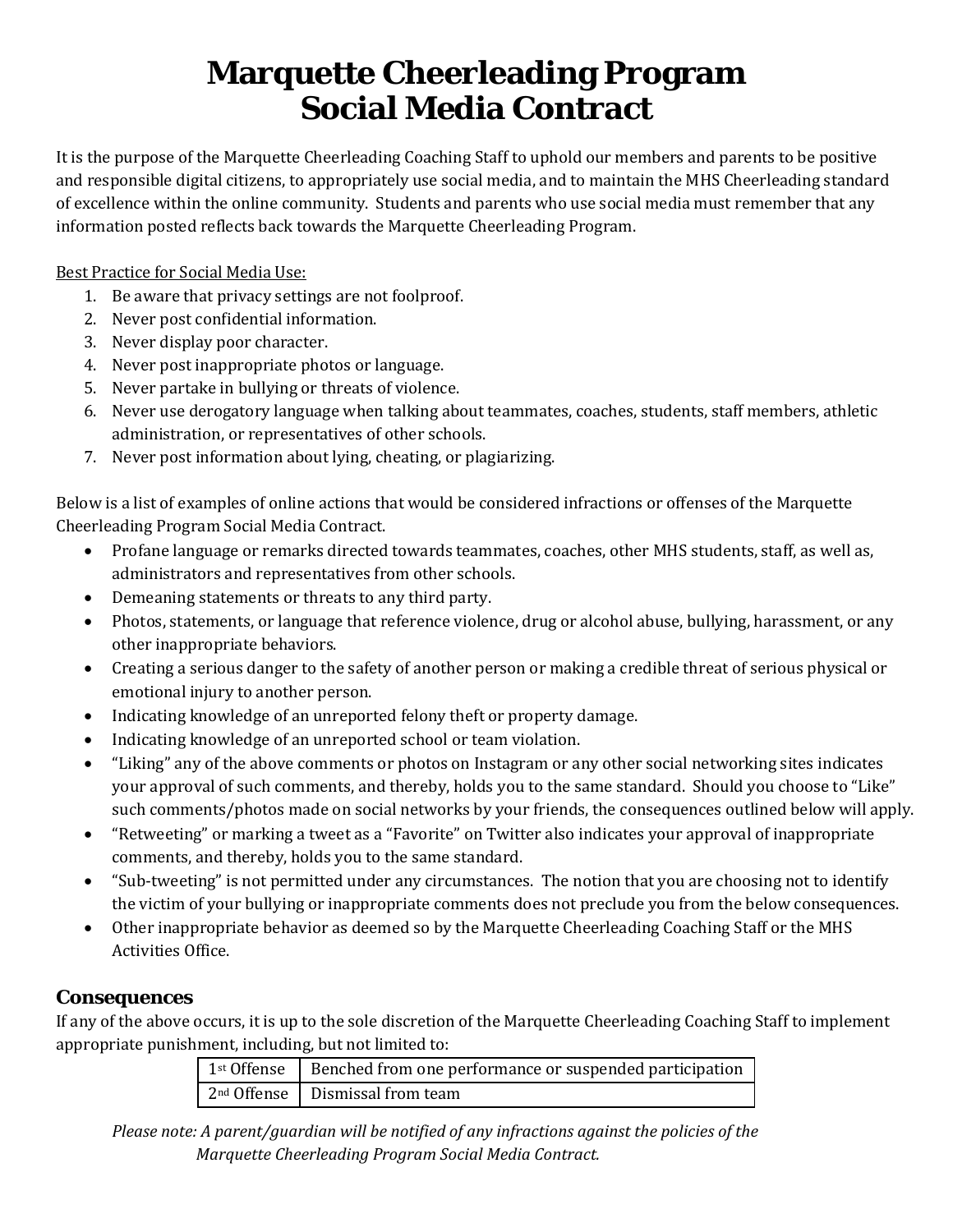# Marquette Cheerleading Program
# Social Media Contract

It is the purpose of the Marquette Cheerleading Coaching Staff to uphold our members and parents to be positive and responsible digital citizens, to appropriately use social media, and to maintain the MHS Cheerleading standard of excellence within the online community. Students and parents who use social media must remember that any information posted reflects back towards the Marquette Cheerleading Program.

<u>Best Practice for Social Media Use:</u>

1. Be aware that privacy settings are not foolproof.
2. Never post confidential information.
3. Never display poor character.
4. Never post inappropriate photos or language.
5. Never partake in bullying or threats of violence.
6. Never use derogatory language when talking about teammates, coaches, students, staff members, athletic administration, or representatives of other schools.
7. Never post information about lying, cheating, or plagiarizing.

Below is a list of examples of online actions that would be considered infractions or offenses of the Marquette Cheerleading Program Social Media Contract.

- Profane language or remarks directed towards teammates, coaches, other MHS students, staff, as well as, administrators and representatives from other schools.
- Demeaning statements or threats to any third party.
- Photos, statements, or language that reference violence, drug or alcohol abuse, bullying, harassment, or any other inappropriate behaviors.
- Creating a serious danger to the safety of another person or making a credible threat of serious physical or emotional injury to another person.
- Indicating knowledge of an unreported felony theft or property damage.
- Indicating knowledge of an unreported school or team violation.
- "Liking" any of the above comments or photos on Instagram or any other social networking sites indicates your approval of such comments, and thereby, holds you to the same standard. Should you choose to "Like" such comments/photos made on social networks by your friends, the consequences outlined below will apply.
- "Retweeting" or marking a tweet as a "Favorite" on Twitter also indicates your approval of inappropriate comments, and thereby, holds you to the same standard.
- "Sub-tweeting" is not permitted under any circumstances. The notion that you are choosing not to identify the victim of your bullying or inappropriate comments does not preclude you from the below consequences.
- Other inappropriate behavior as deemed so by the Marquette Cheerleading Coaching Staff or the MHS Activities Office.

## Consequences

If any of the above occurs, it is up to the sole discretion of the Marquette Cheerleading Coaching Staff to implement appropriate punishment, including, but not limited to:

| Offense | Consequence |
|---|---|
| 1st Offense | Benched from one performance or suspended participation |
| 2nd Offense | Dismissal from team |

*Please note: A parent/guardian will be notified of any infractions against the policies of the Marquette Cheerleading Program Social Media Contract.*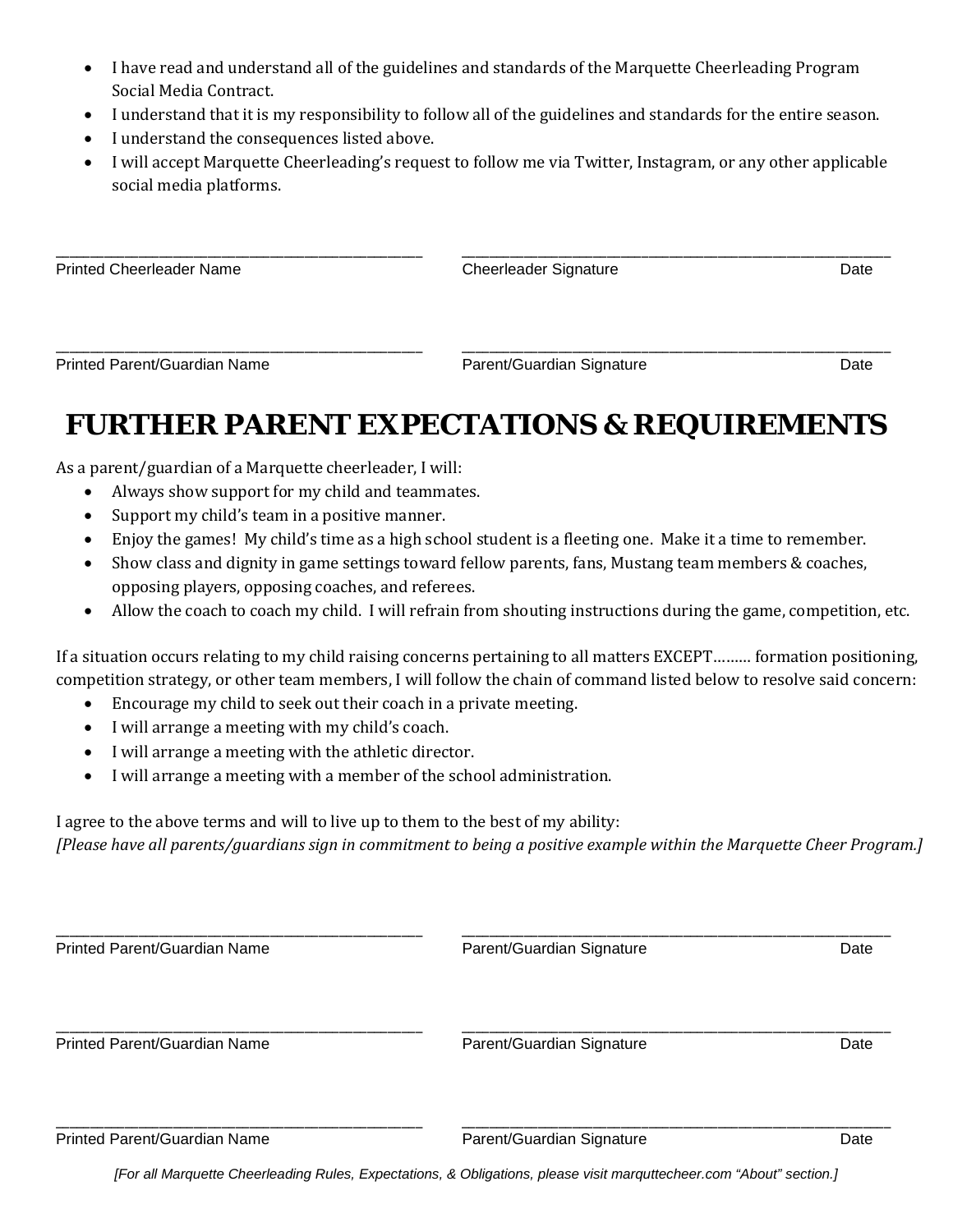- I have read and understand all of the guidelines and standards of the Marquette Cheerleading Program Social Media Contract.
- I understand that it is my responsibility to follow all of the guidelines and standards for the entire season.
- I understand the consequences listed above.
- I will accept Marquette Cheerleading's request to follow me via Twitter, Instagram, or any other applicable social media platforms.

_______________________________________________ _______________________________________________________
Printed Cheerleader Name Cheerleader Signature Date

_______________________________________________ _______________________________________________________
Printed Parent/Guardian Name Parent/Guardian Signature Date

# FURTHER PARENT EXPECTATIONS & REQUIREMENTS

As a parent/guardian of a Marquette cheerleader, I will:

- Always show support for my child and teammates.
- Support my child's team in a positive manner.
- Enjoy the games! My child's time as a high school student is a fleeting one. Make it a time to remember.
- Show class and dignity in game settings toward fellow parents, fans, Mustang team members & coaches, opposing players, opposing coaches, and referees.
- Allow the coach to coach my child. I will refrain from shouting instructions during the game, competition, etc.

If a situation occurs relating to my child raising concerns pertaining to all matters EXCEPT……… formation positioning, competition strategy, or other team members, I will follow the chain of command listed below to resolve said concern:

- Encourage my child to seek out their coach in a private meeting.
- I will arrange a meeting with my child's coach.
- I will arrange a meeting with the athletic director.
- I will arrange a meeting with a member of the school administration.

I agree to the above terms and will to live up to them to the best of my ability:
*[Please have all parents/guardians sign in commitment to being a positive example within the Marquette Cheer Program.]*

_______________________________________________ _______________________________________________________
Printed Parent/Guardian Name Parent/Guardian Signature Date

_______________________________________________ _______________________________________________________
Printed Parent/Guardian Name Parent/Guardian Signature Date

_______________________________________________ _______________________________________________________
Printed Parent/Guardian Name Parent/Guardian Signature Date

*[For all Marquette Cheerleading Rules, Expectations, & Obligations, please visit marquttecheer.com "About" section.]*